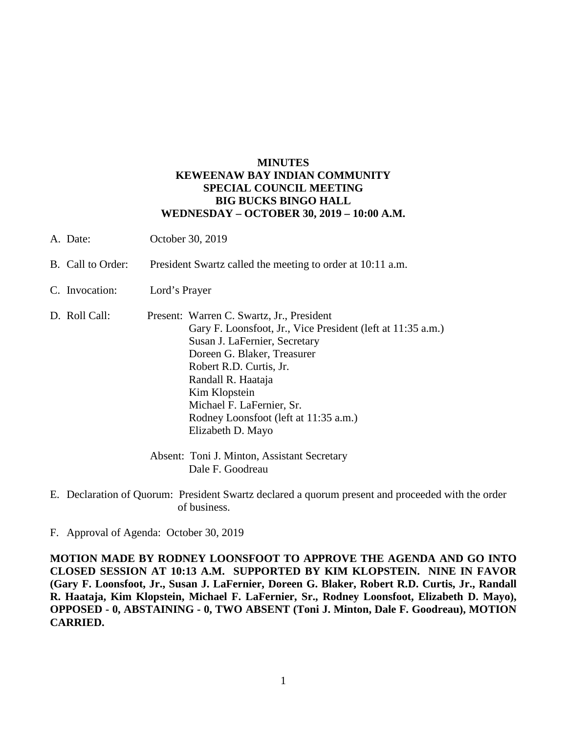**MINUTES**
**KEWEENAW BAY INDIAN COMMUNITY**
**SPECIAL COUNCIL MEETING**
**BIG BUCKS BINGO HALL**
**WEDNESDAY – OCTOBER 30, 2019 – 10:00 A.M.**

A. Date: October 30, 2019

B. Call to Order: President Swartz called the meeting to order at 10:11 a.m.

C. Invocation: Lord's Prayer

D. Roll Call: Present: Warren C. Swartz, Jr., President
Gary F. Loonsfoot, Jr., Vice President (left at 11:35 a.m.)
Susan J. LaFernier, Secretary
Doreen G. Blaker, Treasurer
Robert R.D. Curtis, Jr.
Randall R. Haataja
Kim Klopstein
Michael F. LaFernier, Sr.
Rodney Loonsfoot (left at 11:35 a.m.)
Elizabeth D. Mayo

Absent: Toni J. Minton, Assistant Secretary
Dale F. Goodreau

E. Declaration of Quorum: President Swartz declared a quorum present and proceeded with the order of business.

F. Approval of Agenda: October 30, 2019

**MOTION MADE BY RODNEY LOONSFOOT TO APPROVE THE AGENDA AND GO INTO CLOSED SESSION AT 10:13 A.M. SUPPORTED BY KIM KLOPSTEIN. NINE IN FAVOR (Gary F. Loonsfoot, Jr., Susan J. LaFernier, Doreen G. Blaker, Robert R.D. Curtis, Jr., Randall R. Haataja, Kim Klopstein, Michael F. LaFernier, Sr., Rodney Loonsfoot, Elizabeth D. Mayo), OPPOSED - 0, ABSTAINING - 0, TWO ABSENT (Toni J. Minton, Dale F. Goodreau), MOTION CARRIED.**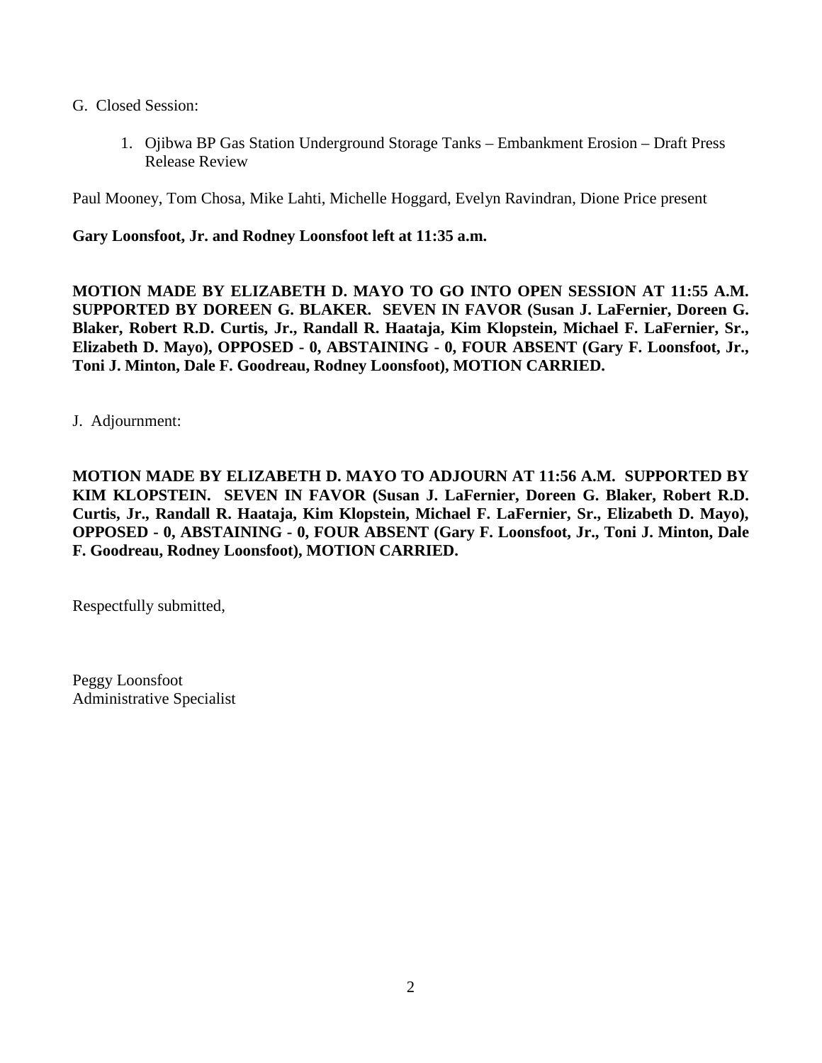G. Closed Session:

1. Ojibwa BP Gas Station Underground Storage Tanks – Embankment Erosion – Draft Press Release Review

Paul Mooney, Tom Chosa, Mike Lahti, Michelle Hoggard, Evelyn Ravindran, Dione Price present

**Gary Loonsfoot, Jr. and Rodney Loonsfoot left at 11:35 a.m.**

**MOTION MADE BY ELIZABETH D. MAYO TO GO INTO OPEN SESSION AT 11:55 A.M. SUPPORTED BY DOREEN G. BLAKER. SEVEN IN FAVOR (Susan J. LaFernier, Doreen G. Blaker, Robert R.D. Curtis, Jr., Randall R. Haataja, Kim Klopstein, Michael F. LaFernier, Sr., Elizabeth D. Mayo), OPPOSED - 0, ABSTAINING - 0, FOUR ABSENT (Gary F. Loonsfoot, Jr., Toni J. Minton, Dale F. Goodreau, Rodney Loonsfoot), MOTION CARRIED.**

J. Adjournment:

**MOTION MADE BY ELIZABETH D. MAYO TO ADJOURN AT 11:56 A.M. SUPPORTED BY KIM KLOPSTEIN. SEVEN IN FAVOR (Susan J. LaFernier, Doreen G. Blaker, Robert R.D. Curtis, Jr., Randall R. Haataja, Kim Klopstein, Michael F. LaFernier, Sr., Elizabeth D. Mayo), OPPOSED - 0, ABSTAINING - 0, FOUR ABSENT (Gary F. Loonsfoot, Jr., Toni J. Minton, Dale F. Goodreau, Rodney Loonsfoot), MOTION CARRIED.**

Respectfully submitted,

Peggy Loonsfoot
Administrative Specialist